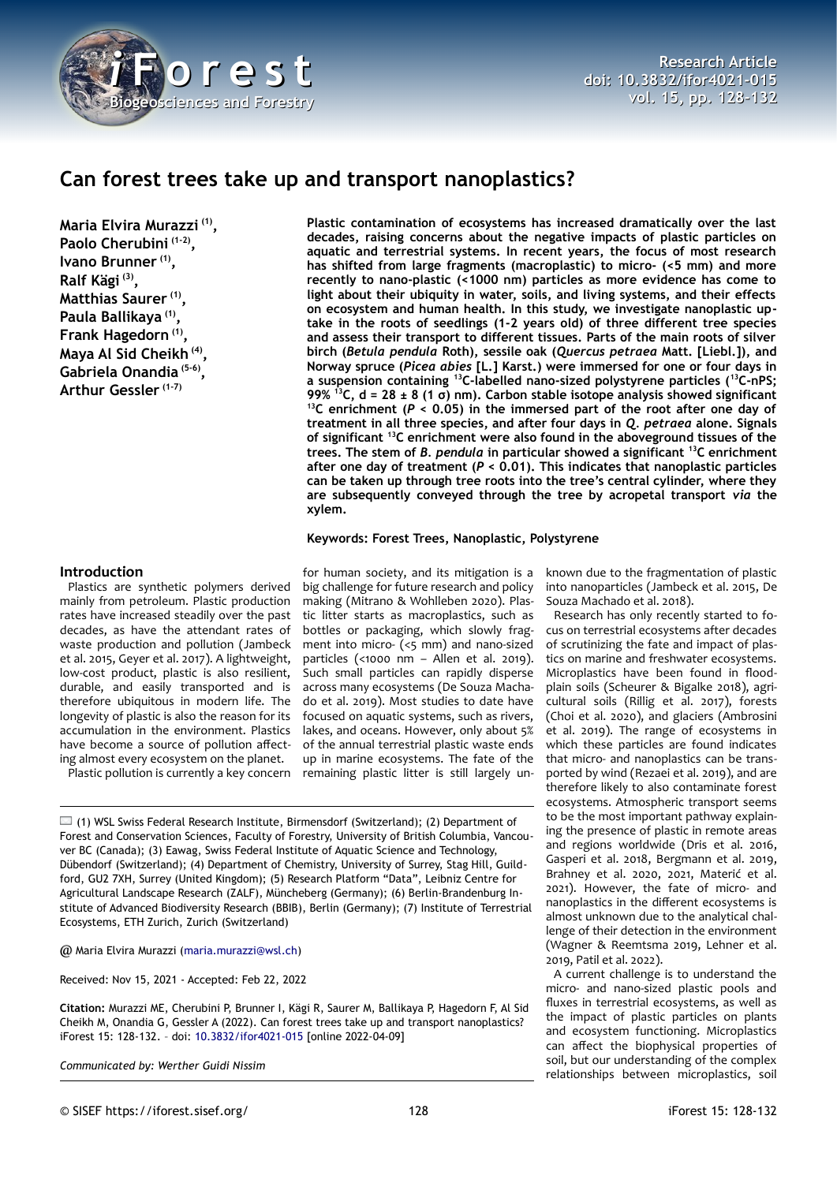# Can forest trees take up and transport nanoplastics?

**Maria Elvira Murazzi [(1)], Paolo Cherubini [(1-2)], Ivano Brunner [(1)], Ralf Kägi [(3)], Matthias Saurer [(1)], Paula Ballikaya [(1)], Frank Hagedorn [(1)], Maya Al Sid Cheikh [(4)], Gabriela Onandia [(5-6)], Arthur Gessler [(1-7)]**

**Plastic contamination of ecosystems has increased dramatically over the last decades, raising concerns about the negative impacts of plastic particles on aquatic and terrestrial systems. In recent years, the focus of most research has shifted from large fragments (macroplastic) to micro- (<5 mm) and more recently to nano-plastic (<1000 nm) particles as more evidence has come to light about their ubiquity in water, soils, and living systems, and their effects on ecosystem and human health. In this study, we investigate nanoplastic uptake in the roots of seedlings (1-2 years old) of three different tree species and assess their transport to different tissues. Parts of the main roots of silver birch (*Betula pendula* Roth), sessile oak (*Quercus petraea* Matt. [Liebl.]), and Norway spruce (*Picea abies* [L.] Karst.) were immersed for one or four days in a suspension containing $^{13}C$-labelled nano-sized polystyrene particles ($^{13}C$-nPS; 99% $^{13}C$, d = 28 ± 8 (1 σ) nm). Carbon stable isotope analysis showed significant $^{13}C$ enrichment ($P < 0.05$) in the immersed part of the root after one day of treatment in all three species, and after four days in *Q. petraea* alone. Signals of significant $^{13}C$ enrichment were also found in the aboveground tissues of the trees. The stem of *B. pendula* in particular showed a significant $^{13}C$ enrichment after one day of treatment ($P < 0.01$). This indicates that nanoplastic particles can be taken up through tree roots into the tree's central cylinder, where they are subsequently conveyed through the tree by acropetal transport *via* the xylem.**

**Keywords: Forest Trees, Nanoplastic, Polystyrene**

## Introduction

Plastics are synthetic polymers derived mainly from petroleum. Plastic production rates have increased steadily over the past decades, as have the attendant rates of waste production and pollution (Jambeck et al. 2015, Geyer et al. 2017). A lightweight, low-cost product, plastic is also resilient, durable, and easily transported and is therefore ubiquitous in modern life. The longevity of plastic is also the reason for its accumulation in the environment. Plastics have become a source of pollution affecting almost every ecosystem on the planet.

Plastic pollution is currently a key concern for human society, and its mitigation is a big challenge for future research and policy making (Mitrano & Wohlleben 2020). Plastic litter starts as macroplastics, such as bottles or packaging, which slowly fragment into micro- (<5 mm) and nano-sized particles (<1000 nm – Allen et al. 2019). Such small particles can rapidly disperse across many ecosystems (De Souza Machado et al. 2019). Most studies to date have focused on aquatic systems, such as rivers, lakes, and oceans. However, only about 5% of the annual terrestrial plastic waste ends up in marine ecosystems. The fate of the remaining plastic litter is still largely unknown due to the fragmentation of plastic into nanoparticles (Jambeck et al. 2015, De Souza Machado et al. 2018).

Research has only recently started to focus on terrestrial ecosystems after decades of scrutinizing the fate and impact of plastics on marine and freshwater ecosystems. Microplastics have been found in floodplain soils (Scheurer & Bigalke 2018), agricultural soils (Rillig et al. 2017), forests (Choi et al. 2020), and glaciers (Ambrosini et al. 2019). The range of ecosystems in which these particles are found indicates that micro- and nanoplastics can be transported by wind (Rezaei et al. 2019), and are therefore likely to also contaminate forest ecosystems. Atmospheric transport seems to be the most important pathway explaining the presence of plastic in remote areas and regions worldwide (Dris et al. 2016, Gasperi et al. 2018, Bergmann et al. 2019, Brahney et al. 2020, 2021, Materić et al. 2021). However, the fate of micro- and nanoplastics in the different ecosystems is almost unknown due to the analytical challenge of their detection in the environment (Wagner & Reemtsma 2019, Lehner et al. 2019, Patil et al. 2022).

A current challenge is to understand the micro- and nano-sized plastic pools and fluxes in terrestrial ecosystems, as well as the impact of plastic particles on plants and ecosystem functioning. Microplastics can affect the biophysical properties of soil, but our understanding of the complex relationships between microplastics, soil

(1) WSL Swiss Federal Research Institute, Birmensdorf (Switzerland); (2) Department of Forest and Conservation Sciences, Faculty of Forestry, University of British Columbia, Vancouver BC (Canada); (3) Eawag, Swiss Federal Institute of Aquatic Science and Technology, Dübendorf (Switzerland); (4) Department of Chemistry, University of Surrey, Stag Hill, Guildford, GU2 7XH, Surrey (United Kingdom); (5) Research Platform "Data", Leibniz Centre for Agricultural Landscape Research (ZALF), Müncheberg (Germany); (6) Berlin-Brandenburg Institute of Advanced Biodiversity Research (BBIB), Berlin (Germany); (7) Institute of Terrestrial Ecosystems, ETH Zurich, Zurich (Switzerland)

@ Maria Elvira Murazzi (maria.murazzi@wsl.ch)

Received: Nov 15, 2021 - Accepted: Feb 22, 2022

**Citation:** Murazzi ME, Cherubini P, Brunner I, Kägi R, Saurer M, Ballikaya P, Hagedorn F, Al Sid Cheikh M, Onandia G, Gessler A (2022). Can forest trees take up and transport nanoplastics? iForest 15: 128-132. – doi: 10.3832/ifor4021-015 [online 2022-04-09]

*Communicated by: Werther Guidi Nissim*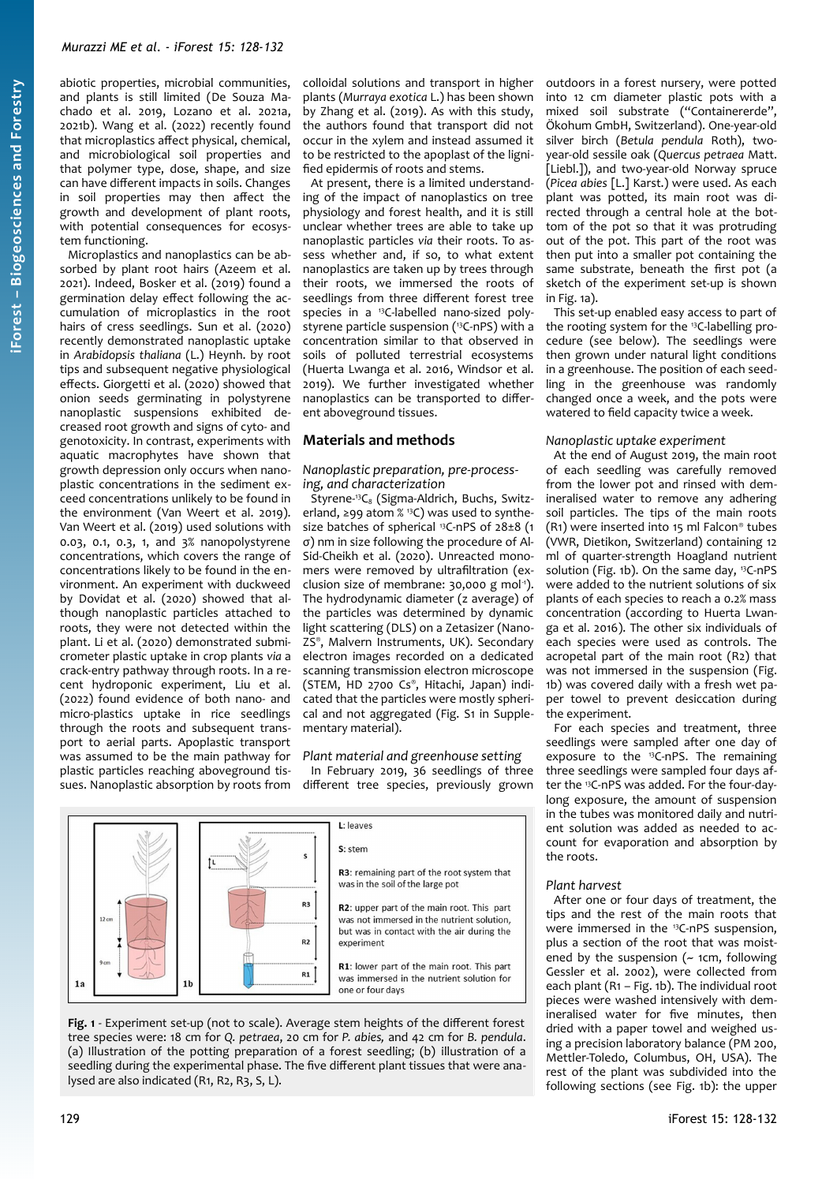abiotic properties, microbial communities, and plants is still limited (De Souza Machado et al. 2019, Lozano et al. 2021a, 2021b). Wang et al. (2022) recently found that microplastics affect physical, chemical, and microbiological soil properties and that polymer type, dose, shape, and size can have different impacts in soils. Changes in soil properties may then affect the growth and development of plant roots, with potential consequences for ecosystem functioning.

Microplastics and nanoplastics can be absorbed by plant root hairs (Azeem et al. 2021). Indeed, Bosker et al. (2019) found a germination delay effect following the accumulation of microplastics in the root hairs of cress seedlings. Sun et al. (2020) recently demonstrated nanoplastic uptake in *Arabidopsis thaliana* (L.) Heynh. by root tips and subsequent negative physiological effects. Giorgetti et al. (2020) showed that onion seeds germinating in polystyrene nanoplastic suspensions exhibited decreased root growth and signs of cyto- and genotoxicity. In contrast, experiments with aquatic macrophytes have shown that growth depression only occurs when nanoplastic concentrations in the sediment exceed concentrations unlikely to be found in the environment (Van Weert et al. 2019). Van Weert et al. (2019) used solutions with 0.03, 0.1, 0.3, 1, and 3% nanopolystyrene concentrations, which covers the range of concentrations likely to be found in the environment. An experiment with duckweed by Dovidat et al. (2020) showed that although nanoplastic particles attached to roots, they were not detected within the plant. Li et al. (2020) demonstrated submicrometer plastic uptake in crop plants *via* a crack-entry pathway through roots. In a recent hydroponic experiment, Liu et al. (2022) found evidence of both nano- and micro-plastics uptake in rice seedlings through the roots and subsequent transport to aerial parts. Apoplastic transport was assumed to be the main pathway for plastic particles reaching aboveground tissues. Nanoplastic absorption by roots from colloidal solutions and transport in higher plants (*Murraya exotica* L.) has been shown by Zhang et al. (2019). As with this study, the authors found that transport did not occur in the xylem and instead assumed it to be restricted to the apoplast of the lignified epidermis of roots and stems.

At present, there is a limited understanding of the impact of nanoplastics on tree physiology and forest health, and it is still unclear whether trees are able to take up nanoplastic particles *via* their roots. To assess whether and, if so, to what extent nanoplastics are taken up by trees through their roots, we immersed the roots of seedlings from three different forest tree species in a $^{13}$C-labelled nano-sized polystyrene particle suspension ($^{13}$C-nPS) with a concentration similar to that observed in soils of polluted terrestrial ecosystems (Huerta Lwanga et al. 2016, Windsor et al. 2019). We further investigated whether nanoplastics can be transported to different aboveground tissues.

## Materials and methods

### Nanoplastic preparation, pre-processing, and characterization

Styrene-$^{13}C_8$ (Sigma-Aldrich, Buchs, Switzerland, ≥99 atom % $^{13}$C) was used to synthesize batches of spherical $^{13}$C-nPS of 28±8 (1 σ) nm in size following the procedure of Al-Sid-Cheikh et al. (2020). Unreacted monomers were removed by ultrafiltration (exclusion size of membrane: 30,000 g mol$^{-1}$). The hydrodynamic diameter (z average) of the particles was determined by dynamic light scattering (DLS) on a Zetasizer (Nano-ZS®, Malvern Instruments, UK). Secondary electron images recorded on a dedicated scanning transmission electron microscope (STEM, HD 2700 Cs®, Hitachi, Japan) indicated that the particles were mostly spherical and not aggregated (Fig. S1 in Supplementary material).

### Plant material and greenhouse setting

In February 2019, 36 seedlings of three different tree species, previously grown outdoors in a forest nursery, were potted into 12 cm diameter plastic pots with a mixed soil substrate ("Containererde", Ökohum GmbH, Switzerland). One-year-old silver birch (*Betula pendula* Roth), two-year-old sessile oak (*Quercus petraea* Matt. [Liebl.]), and two-year-old Norway spruce (*Picea abies* [L.] Karst.) were used. As each plant was potted, its main root was directed through a central hole at the bottom of the pot so that it was protruding out of the pot. This part of the root was then put into a smaller pot containing the same substrate, beneath the first pot (a sketch of the experiment set-up is shown in Fig. 1a).

This set-up enabled easy access to part of the rooting system for the $^{13}$C-labelling procedure (see below). The seedlings were then grown under natural light conditions in a greenhouse. The position of each seedling in the greenhouse was randomly changed once a week, and the pots were watered to field capacity twice a week.

### Nanoplastic uptake experiment

At the end of August 2019, the main root of each seedling was carefully removed from the lower pot and rinsed with demineralised water to remove any adhering soil particles. The tips of the main roots (R1) were inserted into 15 ml Falcon® tubes (VWR, Dietikon, Switzerland) containing 12 ml of quarter-strength Hoagland nutrient solution (Fig. 1b). On the same day, $^{13}$C-nPS were added to the nutrient solutions of six plants of each species to reach a 0.2% mass concentration (according to Huerta Lwanga et al. 2016). The other six individuals of each species were used as controls. The acropetal part of the main root (R2) that was not immersed in the suspension (Fig. 1b) was covered daily with a fresh wet paper towel to prevent desiccation during the experiment.

For each species and treatment, three seedlings were sampled after one day of exposure to the $^{13}$C-nPS. The remaining three seedlings were sampled four days after the $^{13}$C-nPS was added. For the four-day-long exposure, the amount of suspension in the tubes was monitored daily and nutrient solution was added as needed to account for evaporation and absorption by the roots.

### Plant harvest

After one or four days of treatment, the tips and the rest of the main roots that were immersed in the $^{13}$C-nPS suspension, plus a section of the root that was moistened by the suspension (~ 1cm, following Gessler et al. 2002), were collected from each plant (R1 – Fig. 1b). The individual root pieces were washed intensively with demineralised water for five minutes, then dried with a paper towel and weighed using a precision laboratory balance (PM 200, Mettler-Toledo, Columbus, OH, USA). The rest of the plant was subdivided into the following sections (see Fig. 1b): the upper

**Fig. 1** - Experiment set-up (not to scale). Average stem heights of the different forest tree species were: 18 cm for *Q. petraea*, 20 cm for *P. abies*, and 42 cm for *B. pendula*. (a) Illustration of the potting preparation of a forest seedling; (b) illustration of a seedling during the experimental phase. The five different plant tissues that were analysed are also indicated (R1, R2, R3, S, L).

L: leaves

S: stem

R3: remaining part of the root system that was in the soil of the large pot

R2: upper part of the main root. This part was not immersed in the nutrient solution, but was in contact with the air during the experiment

R1: lower part of the main root. This part was immersed in the nutrient solution for one or four days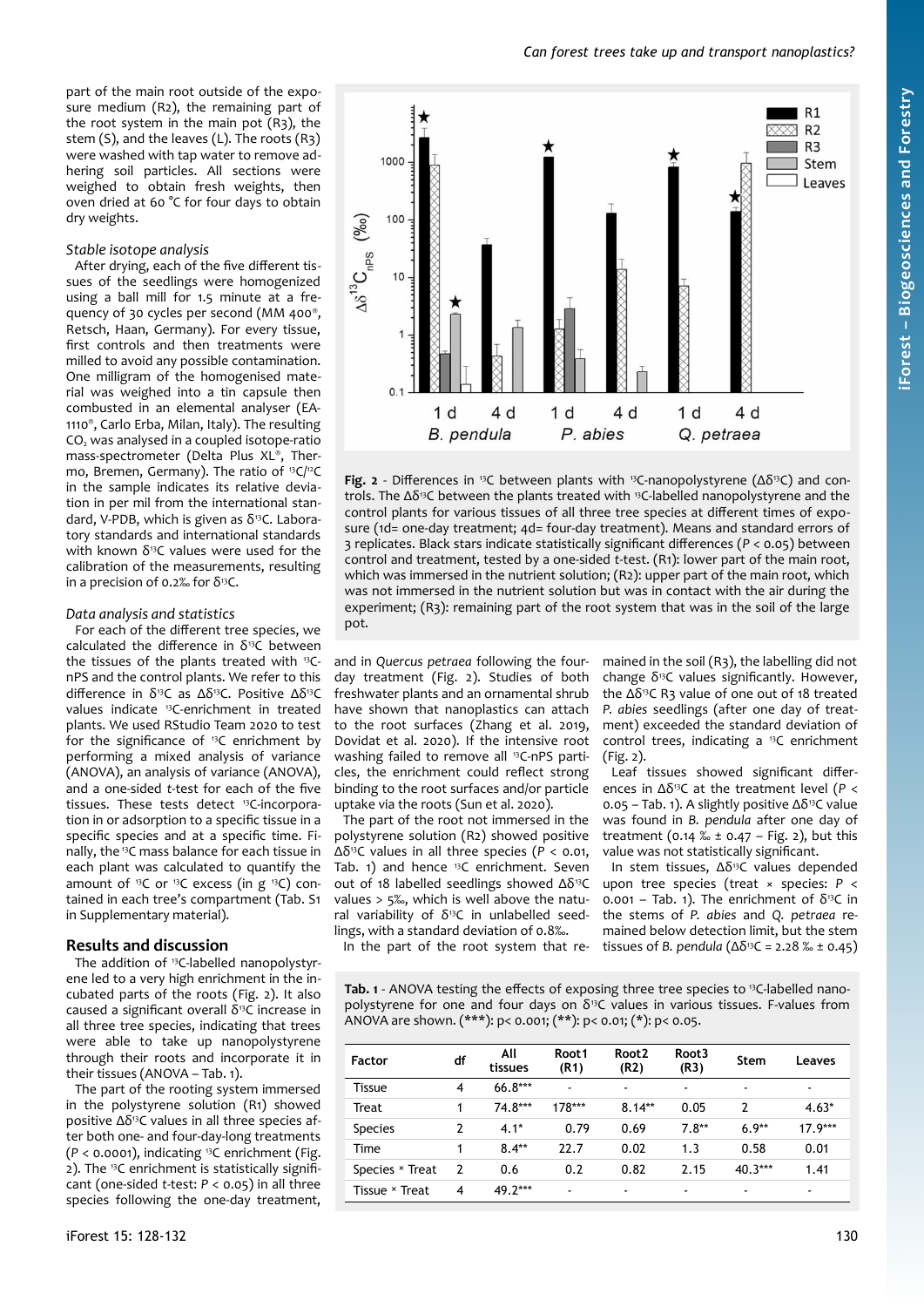part of the main root outside of the exposure medium (R2), the remaining part of the root system in the main pot (R3), the stem (S), and the leaves (L). The roots (R3) were washed with tap water to remove adhering soil particles. All sections were weighed to obtain fresh weights, then oven dried at 60 °C for four days to obtain dry weights.

### *Stable isotope analysis*

After drying, each of the five different tissues of the seedlings were homogenized using a ball mill for 1.5 minute at a frequency of 30 cycles per second (MM 400®, Retsch, Haan, Germany). For every tissue, first controls and then treatments were milled to avoid any possible contamination. One milligram of the homogenised material was weighed into a tin capsule then combusted in an elemental analyser (EA-1110®, Carlo Erba, Milan, Italy). The resulting $CO_2$ was analysed in a coupled isotope-ratio mass-spectrometer (Delta Plus XL®, Thermo, Bremen, Germany). The ratio of $^{13}C/^{12}C$ in the sample indicates its relative deviation in per mil from the international standard, V-PDB, which is given as $\delta^{13}C$. Laboratory standards and international standards with known $\delta^{13}C$ values were used for the calibration of the measurements, resulting in a precision of 0.2‰ for $\delta^{13}C$.

### *Data analysis and statistics*

For each of the different tree species, we calculated the difference in $\delta^{13}C$ between the tissues of the plants treated with $^{13}C$-nPS and the control plants. We refer to this difference in $\delta^{13}C$ as $\Delta\delta^{13}C$. Positive $\Delta\delta^{13}C$ values indicate $^{13}C$-enrichment in treated plants. We used RStudio Team 2020 to test for the significance of $^{13}C$ enrichment by performing a mixed analysis of variance (ANOVA), an analysis of variance (ANOVA), and a one-sided *t*-test for each of the five tissues. These tests detect $^{13}C$-incorporation in or adsorption to a specific tissue in a specific species and at a specific time. Finally, the $^{13}C$ mass balance for each tissue in each plant was calculated to quantify the amount of $^{13}C$ or $^{13}C$ excess (in g $^{13}C$) contained in each tree's compartment (Tab. S1 in Supplementary material).

## Results and discussion

The addition of $^{13}C$-labelled nanopolystyrene led to a very high enrichment in the incubated parts of the roots (Fig. 2). It also caused a significant overall $\delta^{13}C$ increase in all three tree species, indicating that trees were able to take up nanopolystyrene through their roots and incorporate it in their tissues (ANOVA – Tab. 1).

The part of the rooting system immersed in the polystyrene solution (R1) showed positive $\Delta\delta^{13}C$ values in all three species after both one- and four-day-long treatments ($P < 0.0001$), indicating $^{13}C$ enrichment (Fig. 2). The $^{13}C$ enrichment is statistically significant (one-sided *t*-test: $P < 0.05$) in all three species following the one-day treatment, and in *Quercus petraea* following the four-day treatment (Fig. 2). Studies of both freshwater plants and an ornamental shrub have shown that nanoplastics can attach to the root surfaces (Zhang et al. 2019, Dovidat et al. 2020). If the intensive root washing failed to remove all $^{13}C$-nPS particles, the enrichment could reflect strong binding to the root surfaces and/or particle uptake via the roots (Sun et al. 2020).

The part of the root not immersed in the polystyrene solution (R2) showed positive $\Delta\delta^{13}C$ values in all three species ($P < 0.01$, Tab. 1) and hence $^{13}C$ enrichment. Seven out of 18 labelled seedlings showed $\Delta\delta^{13}C$ values > 5‰, which is well above the natural variability of $\delta^{13}C$ in unlabelled seedlings, with a standard deviation of 0.8‰.

In the part of the root system that remained in the soil (R3), the labelling did not change $\delta^{13}C$ values significantly. However, the $\Delta\delta^{13}C$ R3 value of one out of 18 treated *P. abies* seedlings (after one day of treatment) exceeded the standard deviation of control trees, indicating a $^{13}C$ enrichment (Fig. 2).

Leaf tissues showed significant differences in $\Delta\delta^{13}C$ at the treatment level ($P < 0.05$ – Tab. 1). A slightly positive $\Delta\delta^{13}C$ value was found in *B. pendula* after one day of treatment (0.14 ‰ ± 0.47 – Fig. 2), but this value was not statistically significant.

In stem tissues, $\Delta\delta^{13}C$ values depended upon tree species (treat × species: $P < 0.001$ – Tab. 1). The enrichment of $\delta^{13}C$ in the stems of *P. abies* and *Q. petraea* remained below detection limit, but the stem tissues of *B. pendula* ($\Delta\delta^{13}C$ = 2.28 ‰ ± 0.45)

**Fig. 2** - Differences in $^{13}C$ between plants with $^{13}C$-nanopolystyrene ($\Delta\delta^{13}C$) and controls. The $\Delta\delta^{13}C$ between the plants treated with $^{13}C$-labelled nanopolystyrene and the control plants for various tissues of all three tree species at different times of exposure (1d= one-day treatment; 4d= four-day treatment). Means and standard errors of 3 replicates. Black stars indicate statistically significant differences ($P < 0.05$) between control and treatment, tested by a one-sided *t*-test. (R1): lower part of the main root, which was immersed in the nutrient solution; (R2): upper part of the main root, which was not immersed in the nutrient solution but was in contact with the air during the experiment; (R3): remaining part of the root system that was in the soil of the large pot.

**Tab. 1** - ANOVA testing the effects of exposing three tree species to $^{13}C$-labelled nanopolystyrene for one and four days on $\delta^{13}C$ values in various tissues. F-values from ANOVA are shown. (***): p< 0.001; (**): p< 0.01; (*): p< 0.05.

| Factor | df | All tissues | Root1 (R1) | Root2 (R2) | Root3 (R3) | Stem | Leaves |
|---|---|---|---|---|---|---|---|
| Tissue | 4 | 66.8*** | - | - | - | - | - |
| Treat | 1 | 74.8*** | 178*** | 8.14** | 0.05 | 2 | 4.63* |
| Species | 2 | 4.1* | 0.79 | 0.69 | 7.8** | 6.9** | 17.9*** |
| Time | 1 | 8.4** | 22.7 | 0.02 | 1.3 | 0.58 | 0.01 |
| Species × Treat | 2 | 0.6 | 0.2 | 0.82 | 2.15 | 40.3*** | 1.41 |
| Tissue × Treat | 4 | 49.2*** | - | - | - | - | - |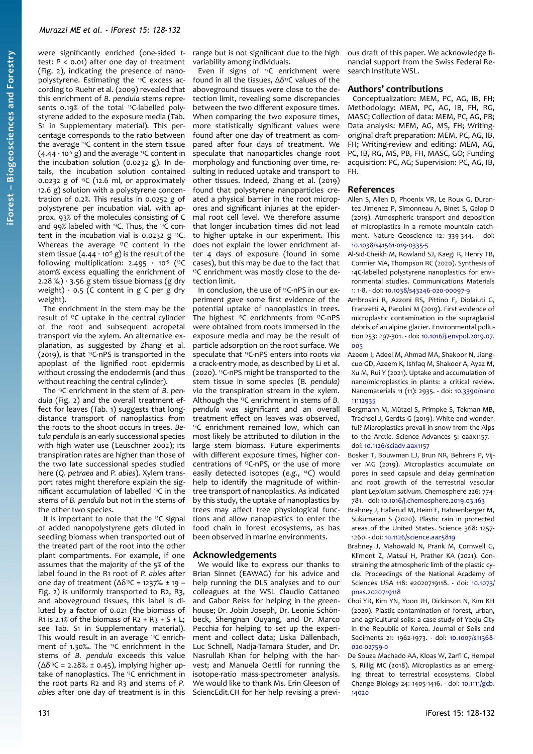were significantly enriched (one-sided *t*-test: $P < 0.01$) after one day of treatment (Fig. 2), indicating the presence of nanopolystyrene. Estimating the $^{13}C$ excess according to Ruehr et al. (2009) revealed that this enrichment of *B. pendula* stems represents 0.19% of the total $^{13}C$-labelled polystyrene added to the exposure media (Tab. S1 in Supplementary material). This percentage corresponds to the ratio between the average $^{13}C$ content in the stem tissue ($4.44 \cdot 10^{-5}$ g) and the average $^{13}C$ content in the incubation solution (0.0232 g). In details, the incubation solution contained 0.0232 g of $^{13}C$ (12.6 ml, or approximately 12.6 g) solution with a polystyrene concentration of 0.2%. This results in 0.0252 g of polystyrene per incubation vial, with approx. 93% of the molecules consisting of C and 99% labeled with $^{13}C$. Thus, the $^{13}C$ content in the incubation vial is 0.0232 g $^{13}C$. Whereas the average $^{13}C$ content in the stem tissue ($4.44 \cdot 10^{-5}$ g) is the result of the following multiplication: $2.495 \cdot 10^{-5}$ ($^{13}C$ atom% excess equalling the enrichment of 2.28 ‰) · 3.56 g stem tissue biomass (g dry weight) · 0.5 (C content in g C per g dry weight).

The enrichment in the stem may be the result of $^{13}C$ uptake in the central cylinder of the root and subsequent acropetal transport *via* the xylem. An alternative explanation, as suggested by Zhang et al. (2019), is that $^{13}C$-nPS is transported in the apoplast of the lignified root epidermis without crossing the endodermis (and thus without reaching the central cylinder).

The $^{13}C$ enrichment in the stem of *B. pendula* (Fig. 2) and the overall treatment effect for leaves (Tab. 1) suggests that long-distance transport of nanoplastics from the roots to the shoot occurs in trees. *Betula pendula* is an early successional species with high water use (Leuschner 2002); its transpiration rates are higher than those of the two late successional species studied here (*Q. petraea* and *P. abies*). Xylem transport rates might therefore explain the significant accumulation of labelled $^{13}C$ in the stems of *B. pendula* but not in the stems of the other two species.

It is important to note that the $^{13}C$ signal of added nanopolystyrene gets diluted in seedling biomass when transported out of the treated part of the root into the other plant compartments. For example, if one assumes that the majority of the 5% of the label found in the R1 root of *P. abies* after one day of treatment ($\Delta\delta^{13}C$ = 1237‰ ± 19 – Fig. 2) is uniformly transported to R2, R3, and aboveground tissues, this label is diluted by a factor of 0.021 (the biomass of R1 is 2.1% of the biomass of R2 + R3 + S + L; see Tab. S1 in Supplementary material). This would result in an average $^{13}C$ enrichment of 1.30‰. The $^{13}C$ enrichment in the stems of *B. pendula* exceeds this value ($\Delta\delta^{13}C$ = 2.28‰ ± 0.45), implying higher uptake of nanoplastics. The $^{13}C$ enrichment in the root parts R2 and R3 and stems of *P. abies* after one day of treatment is in this range but is not significant due to the high variability among individuals.

Even if signs of $^{13}C$ enrichment were found in all the tissues, $\Delta\delta^{13}C$ values of the aboveground tissues were close to the detection limit, revealing some discrepancies between the two different exposure times. When comparing the two exposure times, more statistically significant values were found after one day of treatment as compared after four days of treatment. We speculate that nanoparticles change root morphology and functioning over time, resulting in reduced uptake and transport to other tissues. Indeed, Zhang et al. (2019) found that polystyrene nanoparticles created a physical barrier in the root micropores and significant injuries at the epidermal root cell level. We therefore assume that longer incubation times did not lead to higher uptake in our experiment. This does not explain the lower enrichment after 4 days of exposure (found in some cases), but this may be due to the fact that $^{13}C$ enrichment was mostly close to the detection limit.

In conclusion, the use of $^{13}C$-nPS in our experiment gave some first evidence of the potential uptake of nanoplastics in trees. The highest $^{13}C$ enrichments from $^{13}C$-nPS were obtained from roots immersed in the exposure media and may be the result of particle adsorption on the root surface. We speculate that $^{13}C$-nPS enters into roots *via* a crack-entry mode, as described by Li et al. (2020). $^{13}C$-nPS might be transported to the stem tissue in some species (*B. pendula*) *via* the transpiration stream in the xylem. Although the $^{13}C$ enrichment in stems of *B. pendula* was significant and an overall treatment effect on leaves was observed, $^{13}C$ enrichment remained low, which can most likely be attributed to dilution in the large stem biomass. Future experiments with different exposure times, higher concentrations of $^{13}C$-nPS, or the use of more easily detected isotopes (*e.g.*, $^{14}C$) would help to identify the magnitude of within-tree transport of nanoplastics. As indicated by this study, the uptake of nanoplastics by trees may affect tree physiological functions and allow nanoplastics to enter the food chain in forest ecosystems, as has been observed in marine environments.

## Acknowledgements

We would like to express our thanks to Brian Sinnet (EAWAG) for his advice and help running the DLS analyses and to our colleagues at the WSL Claudio Cattaneo and Gabor Reiss for helping in the greenhouse; Dr. Jobin Joseph, Dr. Leonie Schönbeck, Shengnan Ouyang, and Dr. Marco Pecchia for helping to set up the experiment and collect data; Liska Dällenbach, Luc Schnell, Nadja-Tamara Studer, and Dr. Nasrullah Khan for helping with the harvest; and Manuela Oettli for running the isotope-ratio mass-spectrometer analysis. We would like to thank Ms. Erin Gleeson of SciencEdit.CH for her help revising a previous draft of this paper. We acknowledge financial support from the Swiss Federal Research Institute WSL.

## Authors' contributions

Conceptualization: MEM, PC, AG, IB, FH; Methodology: MEM, PC, AG, IB, FH, RG, MASC; Collection of data: MEM, PC, AG, PB; Data analysis: MEM, AG, MS, FH; Writing-original draft preparation: MEM, PC, AG, IB, FH; Writing-review and editing: MEM, AG, PC, IB, RG, MS, PB, FH, MASC, GO; Funding acquisition: PC, AG; Supervision: PC, AG, IB, FH.

## References

Allen S, Allen D, Phoenix VR, Le Roux G, Durantez Jimenez P, Simonneau A, Binet S, Galop D (2019). Atmospheric transport and deposition of microplastics in a remote mountain catchment. Nature Geoscience 12: 339-344. - doi: 10.1038/s41561-019-0335-5

Al-Sid-Cheikh M, Rowland SJ, Kaegi R, Henry TB, Cormier MA, Thompson RC (2020). Synthesis of 14C-labelled polystyrene nanoplastics for environmental studies. Communications Materials 1: 1-8. - doi: 10.1038/s43246-020-00097-9

Ambrosini R, Azzoni RS, Pittino F, Diolaiuti G, Franzetti A, Parolini M (2019). First evidence of microplastic contamination in the supraglacial debris of an alpine glacier. Environmental pollution 253: 297-301. - doi: 10.1016/j.envpol.2019.07.005

Azeem I, Adeel M, Ahmad MA, Shakoor N, Jiangcuo GD, Azeem K, Ishfaq M, Shakoor A, Ayaz M, Xu M, Rui Y (2021). Uptake and accumulation of nano/microplastics in plants: a critical review. Nanomaterials 11 (11): 2935. - doi: 10.3390/nano11112935

Bergmann M, Mützel S, Primpke S, Tekman MB, Trachsel J, Gerdts G (2019). White and wonderful? Microplastics prevail in snow from the Alps to the Arctic. Science Advances 5: eaax1157. - doi: 10.1126/sciadv.aax1157

Bosker T, Bouwman LJ, Brun NR, Behrens P, Vijver MG (2019). Microplastics accumulate on pores in seed capsule and delay germination and root growth of the terrestrial vascular plant *Lepidium sativum*. Chemosphere 226: 774-781. - doi: 10.1016/j.chemosphere.2019.03.163

Brahney J, Hallerud M, Heim E, Hahnenberger M, Sukumaran S (2020). Plastic rain in protected areas of the United States. Science 368: 1257-1260. - doi: 10.1126/science.aaz5819

Brahney J, Mahowald N, Prank M, Cornwell G, Klimont Z, Matsui H, Prather KA (2021). Constraining the atmospheric limb of the plastic cycle. Proceedings of the National Academy of Sciences USA 118: e2020719118. - doi: 10.1073/pnas.2020719118

Choi YR, Kim YN, Yoon JH, Dickinson N, Kim KH (2020). Plastic contamination of forest, urban, and agricultural soils: a case study of Yeoju City in the Republic of Korea. Journal of Soils and Sediments 21: 1962-1973. - doi: 10.1007/s11368-020-02759-0

De Souza Machado AA, Kloas W, Zarfl C, Hempel S, Rillig MC (2018). Microplastics as an emerging threat to terrestrial ecosystems. Global Change Biology 24: 1405-1416. - doi: 10.1111/gcb.14020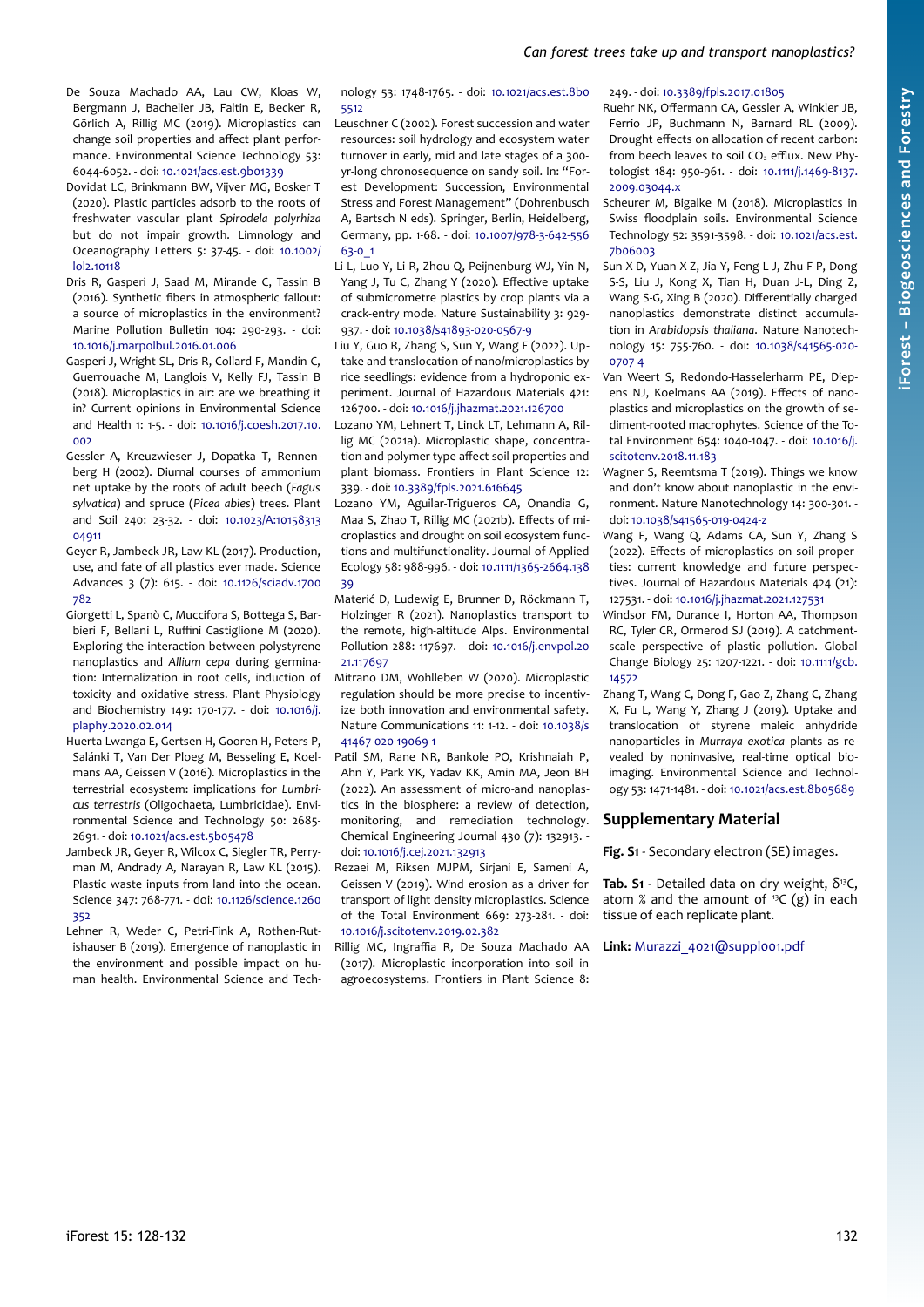De Souza Machado AA, Lau CW, Kloas W, Bergmann J, Bachelier JB, Faltin E, Becker R, Görlich A, Rillig MC (2019). Microplastics can change soil properties and affect plant performance. Environmental Science Technology 53: 6044-6052. - doi: 10.1021/acs.est.9b01339

Dovidat LC, Brinkmann BW, Vijver MG, Bosker T (2020). Plastic particles adsorb to the roots of freshwater vascular plant *Spirodela polyrhiza* but do not impair growth. Limnology and Oceanography Letters 5: 37-45. - doi: 10.1002/lol2.10118

Dris R, Gasperi J, Saad M, Mirande C, Tassin B (2016). Synthetic fibers in atmospheric fallout: a source of microplastics in the environment? Marine Pollution Bulletin 104: 290-293. - doi: 10.1016/j.marpolbul.2016.01.006

Gasperi J, Wright SL, Dris R, Collard F, Mandin C, Guerrouache M, Langlois V, Kelly FJ, Tassin B (2018). Microplastics in air: are we breathing it in? Current opinions in Environmental Science and Health 1: 1-5. - doi: 10.1016/j.coesh.2017.10.002

Gessler A, Kreuzwieser J, Dopatka T, Rennenberg H (2002). Diurnal courses of ammonium net uptake by the roots of adult beech (*Fagus sylvatica*) and spruce (*Picea abies*) trees. Plant and Soil 240: 23-32. - doi: 10.1023/A:1015831304911

Geyer R, Jambeck JR, Law KL (2017). Production, use, and fate of all plastics ever made. Science Advances 3 (7): 615. - doi: 10.1126/sciadv.1700782

Giorgetti L, Spanò C, Muccifora S, Bottega S, Barbieri F, Bellani L, Ruffini Castiglione M (2020). Exploring the interaction between polystyrene nanoplastics and *Allium cepa* during germination: Internalization in root cells, induction of toxicity and oxidative stress. Plant Physiology and Biochemistry 149: 170-177. - doi: 10.1016/j.plaphy.2020.02.014

Huerta Lwanga E, Gertsen H, Gooren H, Peters P, Salánki T, Van Der Ploeg M, Besseling E, Koelmans AA, Geissen V (2016). Microplastics in the terrestrial ecosystem: implications for *Lumbricus terrestris* (Oligochaeta, Lumbricidae). Environmental Science and Technology 50: 2685-2691. - doi: 10.1021/acs.est.5b05478

Jambeck JR, Geyer R, Wilcox C, Siegler TR, Perryman M, Andrady A, Narayan R, Law KL (2015). Plastic waste inputs from land into the ocean. Science 347: 768-771. - doi: 10.1126/science.1260352

Lehner R, Weder C, Petri-Fink A, Rothen-Rutishauser B (2019). Emergence of nanoplastic in the environment and possible impact on human health. Environmental Science and Technology 53: 1748-1765. - doi: 10.1021/acs.est.8b05512

Leuschner C (2002). Forest succession and water resources: soil hydrology and ecosystem water turnover in early, mid and late stages of a 300-yr-long chronosequence on sandy soil. In: "Forest Development: Succession, Environmental Stress and Forest Management" (Dohrenbusch A, Bartsch N eds). Springer, Berlin, Heidelberg, Germany, pp. 1-68. - doi: 10.1007/978-3-642-55663-0_1

Li L, Luo Y, Li R, Zhou Q, Peijnenburg WJ, Yin N, Yang J, Tu C, Zhang Y (2020). Effective uptake of submicrometre plastics by crop plants via a crack-entry mode. Nature Sustainability 3: 929-937. - doi: 10.1038/s41893-020-0567-9

Liu Y, Guo R, Zhang S, Sun Y, Wang F (2022). Uptake and translocation of nano/microplastics by rice seedlings: evidence from a hydroponic experiment. Journal of Hazardous Materials 421: 126700. - doi: 10.1016/j.jhazmat.2021.126700

Lozano YM, Lehnert T, Linck LT, Lehmann A, Rillig MC (2021a). Microplastic shape, concentration and polymer type affect soil properties and plant biomass. Frontiers in Plant Science 12: 339. - doi: 10.3389/fpls.2021.616645

Lozano YM, Aguilar-Trigueros CA, Onandia G, Maa S, Zhao T, Rillig MC (2021b). Effects of microplastics and drought on soil ecosystem functions and multifunctionality. Journal of Applied Ecology 58: 988-996. - doi: 10.1111/1365-2664.13839

Materić D, Ludewig E, Brunner D, Röckmann T, Holzinger R (2021). Nanoplastics transport to the remote, high-altitude Alps. Environmental Pollution 288: 117697. - doi: 10.1016/j.envpol.2021.117697

Mitrano DM, Wohlleben W (2020). Microplastic regulation should be more precise to incentivize both innovation and environmental safety. Nature Communications 11: 1-12. - doi: 10.1038/s41467-020-19069-1

Patil SM, Rane NR, Bankole PO, Krishnaiah P, Ahn Y, Park YK, Yadav KK, Amin MA, Jeon BH (2022). An assessment of micro-and nanoplastics in the biosphere: a review of detection, monitoring, and remediation technology. Chemical Engineering Journal 430 (7): 132913. - doi: 10.1016/j.cej.2021.132913

Rezaei M, Riksen MJPM, Sirjani E, Sameni A, Geissen V (2019). Wind erosion as a driver for transport of light density microplastics. Science of the Total Environment 669: 273-281. - doi: 10.1016/j.scitotenv.2019.02.382

Rillig MC, Ingraffia R, De Souza Machado AA (2017). Microplastic incorporation into soil in agroecosystems. Frontiers in Plant Science 8: 249. - doi: 10.3389/fpls.2017.01805

Ruehr NK, Offermann CA, Gessler A, Winkler JB, Ferrio JP, Buchmann N, Barnard RL (2009). Drought effects on allocation of recent carbon: from beech leaves to soil $CO_2$ efflux. New Phytologist 184: 950-961. - doi: 10.1111/j.1469-8137.2009.03044.x

Scheurer M, Bigalke M (2018). Microplastics in Swiss floodplain soils. Environmental Science Technology 52: 3591-3598. - doi: 10.1021/acs.est.7b06003

Sun X-D, Yuan X-Z, Jia Y, Feng L-J, Zhu F-P, Dong S-S, Liu J, Kong X, Tian H, Duan J-L, Ding Z, Wang S-G, Xing B (2020). Differentially charged nanoplastics demonstrate distinct accumulation in *Arabidopsis thaliana*. Nature Nanotechnology 15: 755-760. - doi: 10.1038/s41565-020-0707-4

Van Weert S, Redondo-Hasselerharm PE, Diepens NJ, Koelmans AA (2019). Effects of nanoplastics and microplastics on the growth of sediment-rooted macrophytes. Science of the Total Environment 654: 1040-1047. - doi: 10.1016/j.scitotenv.2018.11.183

Wagner S, Reemtsma T (2019). Things we know and don't know about nanoplastic in the environment. Nature Nanotechnology 14: 300-301. - doi: 10.1038/s41565-019-0424-z

Wang F, Wang Q, Adams CA, Sun Y, Zhang S (2022). Effects of microplastics on soil properties: current knowledge and future perspectives. Journal of Hazardous Materials 424 (21): 127531. - doi: 10.1016/j.jhazmat.2021.127531

Windsor FM, Durance I, Horton AA, Thompson RC, Tyler CR, Ormerod SJ (2019). A catchment-scale perspective of plastic pollution. Global Change Biology 25: 1207-1221. - doi: 10.1111/gcb.14572

Zhang T, Wang C, Dong F, Gao Z, Zhang C, Zhang X, Fu L, Wang Y, Zhang J (2019). Uptake and translocation of styrene maleic anhydride nanoparticles in *Murraya exotica* plants as revealed by noninvasive, real-time optical bioimaging. Environmental Science and Technology 53: 1471-1481. - doi: 10.1021/acs.est.8b05689

## Supplementary Material

**Fig. S1** - Secondary electron (SE) images.

**Tab. S1** - Detailed data on dry weight, $\delta^{13}C$, atom % and the amount of $^{13}C$ (g) in each tissue of each replicate plant.

**Link:** Murazzi_4021@suppl001.pdf